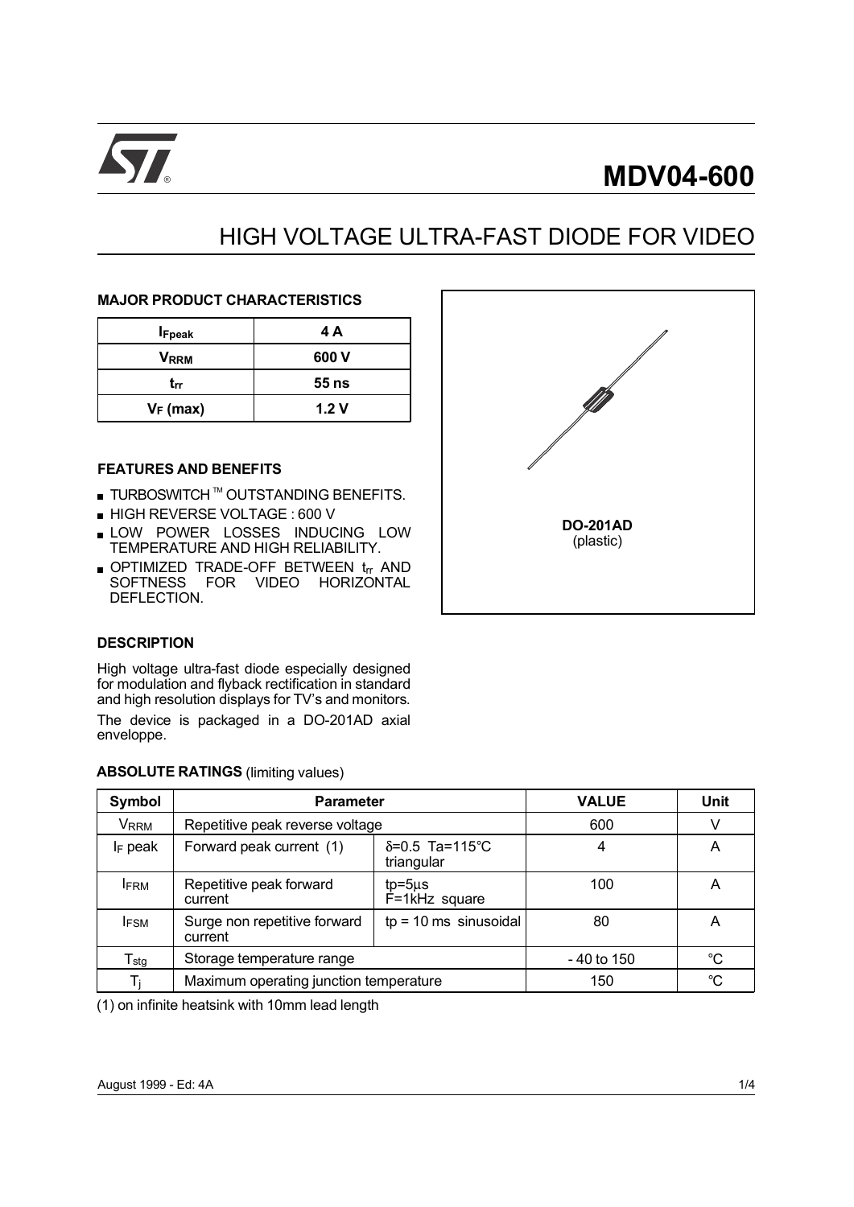# MDV04-600

## HIGH VOLTAGE ULTRA-FAST DIODE FOR VIDEO

### MAJOR PRODUCT CHARACTERISTICS

| $I_{Fpeak}$ | 4 A |
|---|---|
| $V_{RRM}$ | 600 V |
| $t_{rr}$ | 55 ns |
| $V_F$ (max) | 1.2 V |

### FEATURES AND BENEFITS

- TURBOSWITCH ™ OUTSTANDING BENEFITS.
- HIGH REVERSE VOLTAGE : 600 V
- LOW POWER LOSSES INDUCING LOW TEMPERATURE AND HIGH RELIABILITY.
- OPTIMIZED TRADE-OFF BETWEEN $t_{rr}$ AND SOFTNESS FOR VIDEO HORIZONTAL DEFLECTION.

**DO-201AD**
(plastic)

### DESCRIPTION

High voltage ultra-fast diode especially designed for modulation and flyback rectification in standard and high resolution displays for TV's and monitors.

The device is packaged in a DO-201AD axial enveloppe.

### ABSOLUTE RATINGS (limiting values)

| Symbol | Parameter | | VALUE | Unit |
|---|---|---|---|---|
| $V_{RRM}$ | Repetitive peak reverse voltage | | 600 | V |
| $I_F$ peak | Forward peak current (1) | $\delta$=0.5 Ta=115°C triangular | 4 | A |
| $I_{FRM}$ | Repetitive peak forward current | tp=5µs F=1kHz square | 100 | A |
| $I_{FSM}$ | Surge non repetitive forward current | tp = 10 ms sinusoidal | 80 | A |
| $T_{stg}$ | Storage temperature range | | - 40 to 150 | °C |
| $T_j$ | Maximum operating junction temperature | | 150 | °C |

(1) on infinite heatsink with 10mm lead length

August 1999 - Ed: 4A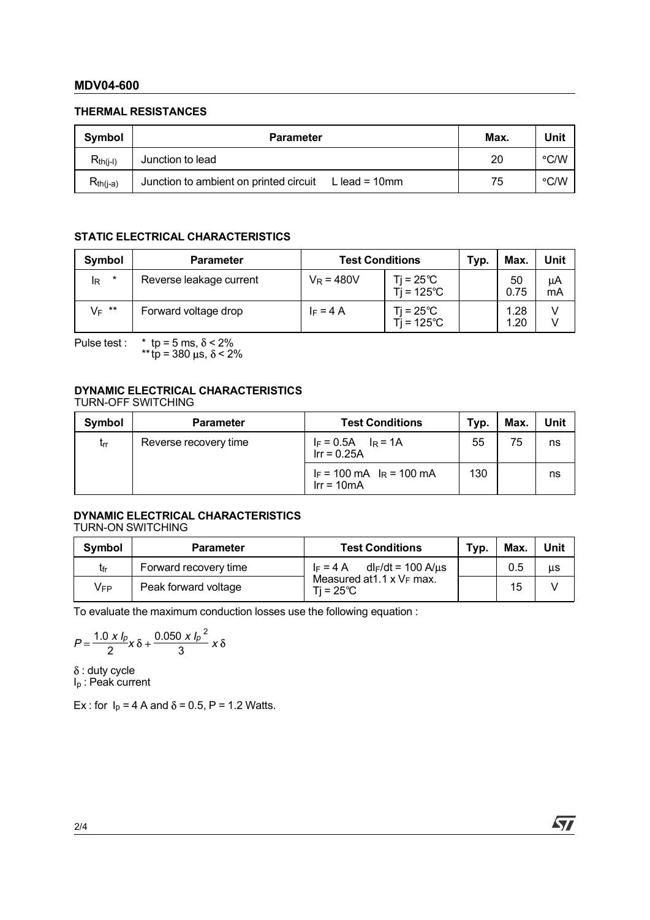### THERMAL RESISTANCES

| Symbol | Parameter | Max. | Unit |
| --- | --- | --- | --- |
| $R_{th(j-l)}$ | Junction to lead | 20 | °C/W |
| $R_{th(j-a)}$ | Junction to ambient on printed circuit L lead = 10mm | 75 | °C/W |

### STATIC ELECTRICAL CHARACTERISTICS

| Symbol | Parameter | Test Conditions | | Typ. | Max. | Unit |
| --- | --- | --- | --- | --- | --- | --- |
| $I_R$ * | Reverse leakage current | $V_R$ = 480V | Tj = 25°C<br>Tj = 125°C | | 50<br>0.75 | µA<br>mA |
| $V_F$ ** | Forward voltage drop | $I_F$ = 4 A | Tj = 25°C<br>Tj = 125°C | | 1.28<br>1.20 | V<br>V |

Pulse test : * tp = 5 ms, $\delta$ < 2%
** tp = 380 µs, $\delta$ < 2%

### DYNAMIC ELECTRICAL CHARACTERISTICS
TURN-OFF SWITCHING

| Symbol | Parameter | Test Conditions | Typ. | Max. | Unit |
| --- | --- | --- | --- | --- | --- |
| $t_{rr}$ | Reverse recovery time | $I_F$ = 0.5A $I_R$ = 1A<br>Irr = 0.25A | 55 | 75 | ns |
| | | $I_F$ = 100 mA $I_R$ = 100 mA<br>Irr = 10mA | 130 | | ns |

### DYNAMIC ELECTRICAL CHARACTERISTICS
TURN-ON SWITCHING

| Symbol | Parameter | Test Conditions | Typ. | Max. | Unit |
| --- | --- | --- | --- | --- | --- |
| $t_{fr}$ | Forward recovery time | $I_F$ = 4 A $dI_F/dt$ = 100 A/µs<br>Measured at1.1 x $V_F$ max.<br>Tj = 25°C | | 0.5 | µs |
| $V_{FP}$ | Peak forward voltage | | | 15 | V |

To evaluate the maximum conduction losses use the following equation :

$$P = \frac{1.0\ x\ I_p}{2} x\ \delta + \frac{0.050\ x\ I_p{}^2}{3}\ x\ \delta$$

$\delta$ : duty cycle
$I_p$ : Peak current

Ex : for $I_p$ = 4 A and $\delta$ = 0.5, P = 1.2 Watts.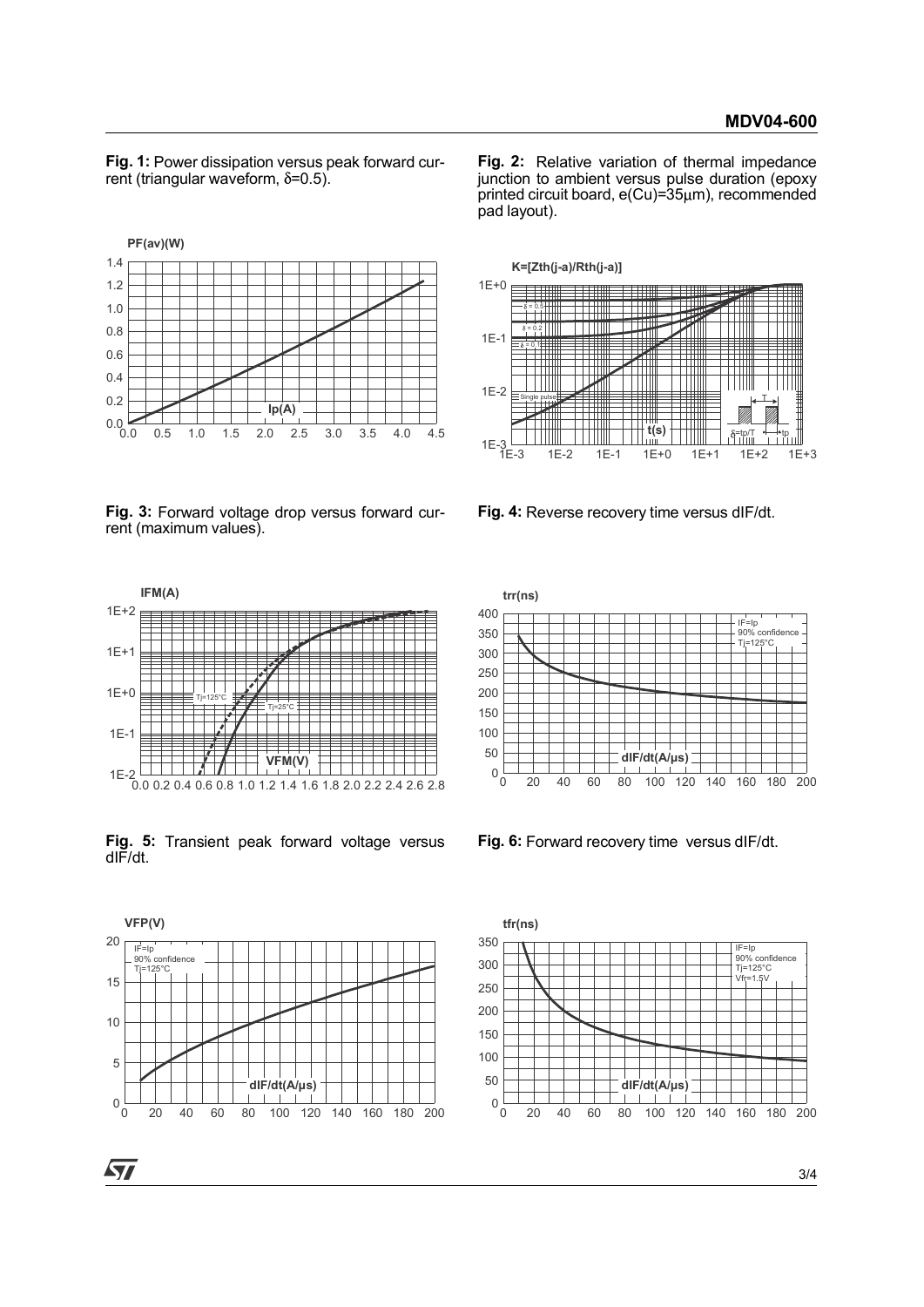**Fig. 1:** Power dissipation versus peak forward current (triangular waveform, $\delta$=0.5).

**Fig. 2:** Relative variation of thermal impedance junction to ambient versus pulse duration (epoxy printed circuit board, e(Cu)=35μm), recommended pad layout).

**Fig. 3:** Forward voltage drop versus forward current (maximum values).

**Fig. 4:** Reverse recovery time versus dIF/dt.

**Fig. 5:** Transient peak forward voltage versus dIF/dt.

**Fig. 6:** Forward recovery time versus dIF/dt.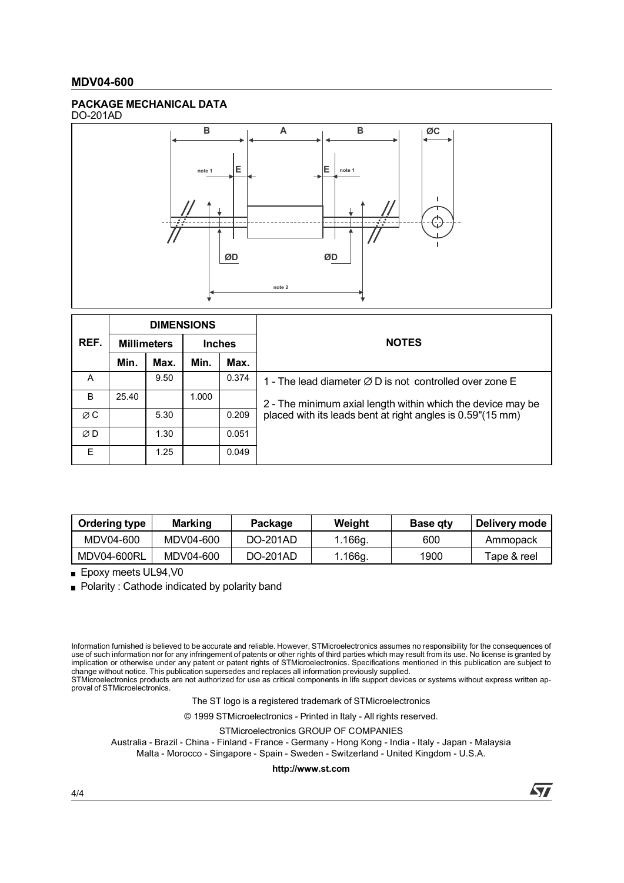## PACKAGE MECHANICAL DATA

DO-201AD

B
A
B
ØC
note 1
E
E
note 1
ØD
ØD
note 2

| REF. | DIMENSIONS | | | | NOTES |
|---|---|---|---|---|---|
| | Millimeters | | Inches | | |
| | Min. | Max. | Min. | Max. | |
| A | | 9.50 | | 0.374 | 1 - The lead diameter ∅ D is not controlled over zone E |
| B | 25.40 | | 1.000 | | 2 - The minimum axial length within which the device may be placed with its leads bent at right angles is 0.59"(15 mm) |
| ∅ C | | 5.30 | | 0.209 | |
| ∅ D | | 1.30 | | 0.051 | |
| E | | 1.25 | | 0.049 | |

| Ordering type | Marking | Package | Weight | Base qty | Delivery mode |
|---|---|---|---|---|---|
| MDV04-600 | MDV04-600 | DO-201AD | 1.166g. | 600 | Ammopack |
| MDV04-600RL | MDV04-600 | DO-201AD | 1.166g. | 1900 | Tape & reel |

- Epoxy meets UL94,V0
- Polarity : Cathode indicated by polarity band

Information furnished is believed to be accurate and reliable. However, STMicroelectronics assumes no responsibility for the consequences of use of such information nor for any infringement of patents or other rights of third parties which may result from its use. No license is granted by implication or otherwise under any patent or patent rights of STMicroelectronics. Specifications mentioned in this publication are subject to change without notice. This publication supersedes and replaces all information previously supplied.
STMicroelectronics products are not authorized for use as critical components in life support devices or systems without express written approval of STMicroelectronics.

The ST logo is a registered trademark of STMicroelectronics

© 1999 STMicroelectronics - Printed in Italy - All rights reserved.

STMicroelectronics GROUP OF COMPANIES

Australia - Brazil - China - Finland - France - Germany - Hong Kong - India - Italy - Japan - Malaysia
Malta - Morocco - Singapore - Spain - Sweden - Switzerland - United Kingdom - U.S.A.

**http://www.st.com**